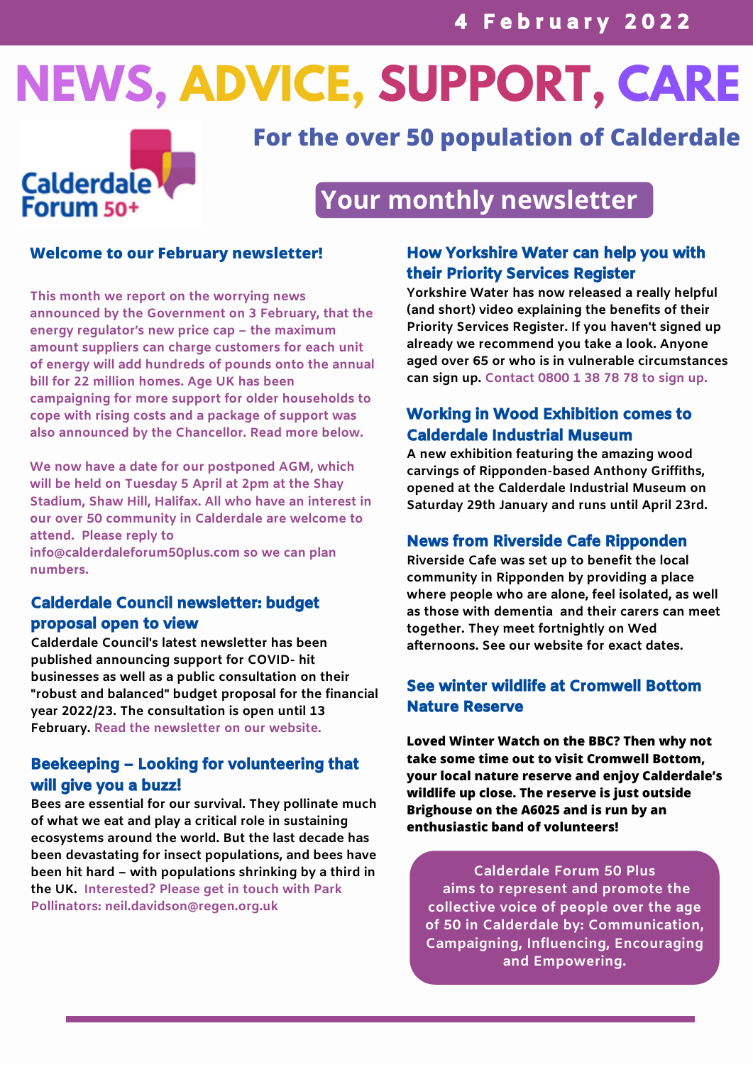4 February 2022

# NEWS, ADVICE, SUPPORT, CARE

## For the over 50 population of Calderdale

Calderdale Forum 50+

## Your monthly newsletter

### Welcome to our February newsletter!

This month we report on the worrying news announced by the Government on 3 February, that the energy regulator's new price cap – the maximum amount suppliers can charge customers for each unit of energy will add hundreds of pounds onto the annual bill for 22 million homes. Age UK has been campaigning for more support for older households to cope with rising costs and a package of support was also announced by the Chancellor. Read more below.

We now have a date for our postponed AGM, which will be held on Tuesday 5 April at 2pm at the Shay Stadium, Shaw Hill, Halifax. All who have an interest in our over 50 community in Calderdale are welcome to attend. Please reply to info@calderdaleforum50plus.com so we can plan numbers.

### Calderdale Council newsletter: budget proposal open to view

Calderdale Council's latest newsletter has been published announcing support for COVID- hit businesses as well as a public consultation on their "robust and balanced" budget proposal for the financial year 2022/23. The consultation is open until 13 February. Read the newsletter on our website.

### Beekeeping – Looking for volunteering that will give you a buzz!

Bees are essential for our survival. They pollinate much of what we eat and play a critical role in sustaining ecosystems around the world. But the last decade has been devastating for insect populations, and bees have been hit hard – with populations shrinking by a third in the UK. Interested? Please get in touch with Park Pollinators: neil.davidson@regen.org.uk

### How Yorkshire Water can help you with their Priority Services Register

Yorkshire Water has now released a really helpful (and short) video explaining the benefits of their Priority Services Register. If you haven't signed up already we recommend you take a look. Anyone aged over 65 or who is in vulnerable circumstances can sign up. Contact 0800 1 38 78 78 to sign up.

### Working in Wood Exhibition comes to Calderdale Industrial Museum

A new exhibition featuring the amazing wood carvings of Ripponden-based Anthony Griffiths, opened at the Calderdale Industrial Museum on Saturday 29th January and runs until April 23rd.

### News from Riverside Cafe Ripponden

Riverside Cafe was set up to benefit the local community in Ripponden by providing a place where people who are alone, feel isolated, as well as those with dementia and their carers can meet together. They meet fortnightly on Wed afternoons. See our website for exact dates.

### See winter wildlife at Cromwell Bottom Nature Reserve

**Loved Winter Watch on the BBC? Then why not take some time out to visit Cromwell Bottom, your local nature reserve and enjoy Calderdale's wildlife up close. The reserve is just outside Brighouse on the A6025 and is run by an enthusiastic band of volunteers!**

Calderdale Forum 50 Plus aims to represent and promote the collective voice of people over the age of 50 in Calderdale by: Communication, Campaigning, Influencing, Encouraging and Empowering.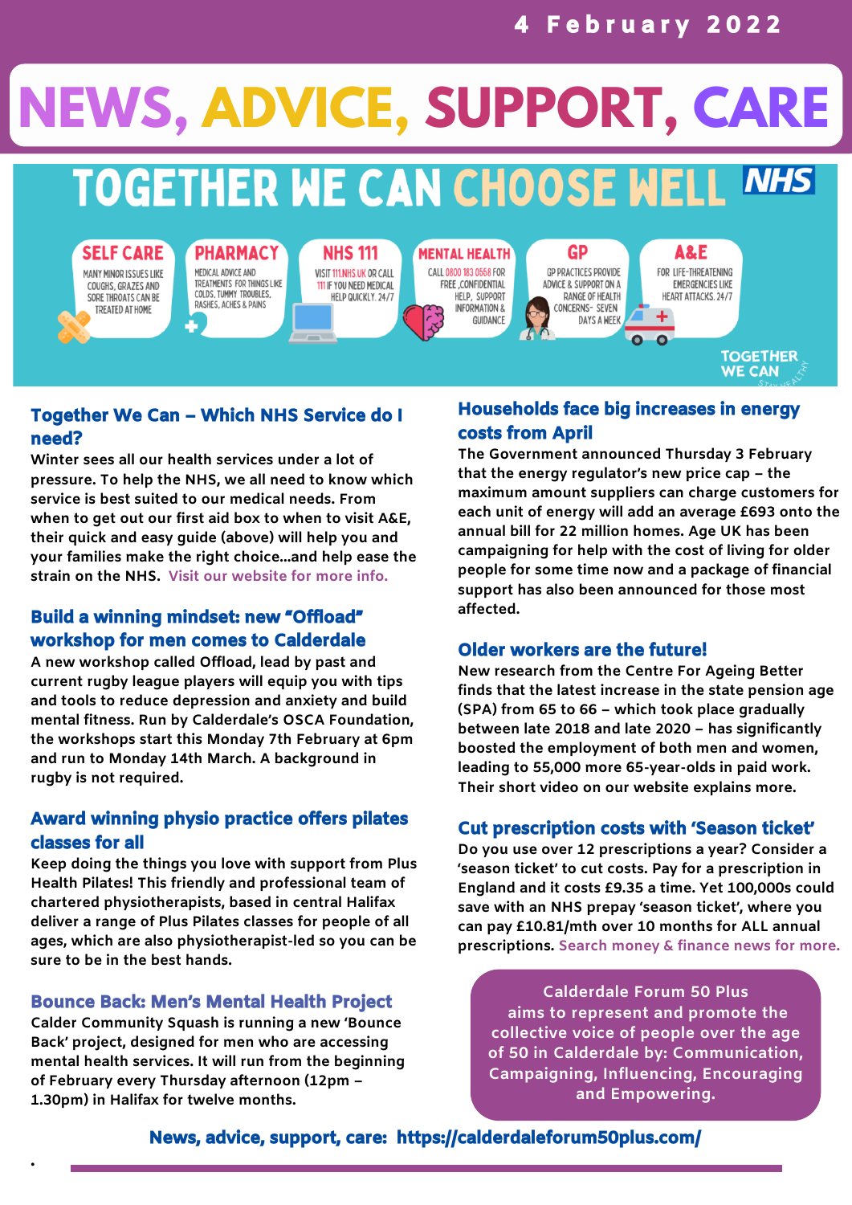4 February 2022

# NEWS, ADVICE, SUPPORT, CARE

## TOGETHER WE CAN CHOOSE WELL NHS

**SELF CARE**
MANY MINOR ISSUES LIKE COUGHS, GRAZES AND SORE THROATS CAN BE TREATED AT HOME

**PHARMACY**
MEDICAL ADVICE AND TREATMENTS FOR THINGS LIKE COLDS, TUMMY TROUBLES, RASHES, ACHES & PAINS

**NHS 111**
VISIT 111.NHS.UK OR CALL 111 IF YOU NEED MEDICAL HELP QUICKLY. 24/7

**MENTAL HEALTH**
CALL 0800 183 0558 FOR FREE ,CONFIDENTIAL HELP, SUPPORT INFORMATION & GUIDANCE

**GP**
GP PRACTICES PROVIDE ADVICE & SUPPORT ON A RANGE OF HEALTH CONCERNS- SEVEN DAYS A WEEK

**A&E**
FOR LIFE-THREATENING EMERGENCIES LIKE HEART ATTACKS. 24/7

TOGETHER WE CAN

### Together We Can – Which NHS Service do I need?

Winter sees all our health services under a lot of pressure. To help the NHS, we all need to know which service is best suited to our medical needs. From when to get out our first aid box to when to visit A&E, their quick and easy guide (above) will help you and your families make the right choice...and help ease the strain on the NHS. Visit our website for more info.

### Build a winning mindset: new "Offload" workshop for men comes to Calderdale

A new workshop called Offload, lead by past and current rugby league players will equip you with tips and tools to reduce depression and anxiety and build mental fitness. Run by Calderdale's OSCA Foundation, the workshops start this Monday 7th February at 6pm and run to Monday 14th March. A background in rugby is not required.

### Award winning physio practice offers pilates classes for all

Keep doing the things you love with support from Plus Health Pilates! This friendly and professional team of chartered physiotherapists, based in central Halifax deliver a range of Plus Pilates classes for people of all ages, which are also physiotherapist-led so you can be sure to be in the best hands.

### Bounce Back: Men's Mental Health Project

Calder Community Squash is running a new 'Bounce Back' project, designed for men who are accessing mental health services. It will run from the beginning of February every Thursday afternoon (12pm – 1.30pm) in Halifax for twelve months.

### Households face big increases in energy costs from April

The Government announced Thursday 3 February that the energy regulator's new price cap – the maximum amount suppliers can charge customers for each unit of energy will add an average £693 onto the annual bill for 22 million homes. Age UK has been campaigning for help with the cost of living for older people for some time now and a package of financial support has also been announced for those most affected.

### Older workers are the future!

New research from the Centre For Ageing Better finds that the latest increase in the state pension age (SPA) from 65 to 66 – which took place gradually between late 2018 and late 2020 – has significantly boosted the employment of both men and women, leading to 55,000 more 65-year-olds in paid work. Their short video on our website explains more.

### Cut prescription costs with 'Season ticket'

Do you use over 12 prescriptions a year? Consider a 'season ticket' to cut costs. Pay for a prescription in England and it costs £9.35 a time. Yet 100,000s could save with an NHS prepay 'season ticket', where you can pay £10.81/mth over 10 months for ALL annual prescriptions. Search money & finance news for more.

Calderdale Forum 50 Plus aims to represent and promote the collective voice of people over the age of 50 in Calderdale by: Communication, Campaigning, Influencing, Encouraging and Empowering.

**News, advice, support, care: https://calderdaleforum50plus.com/**